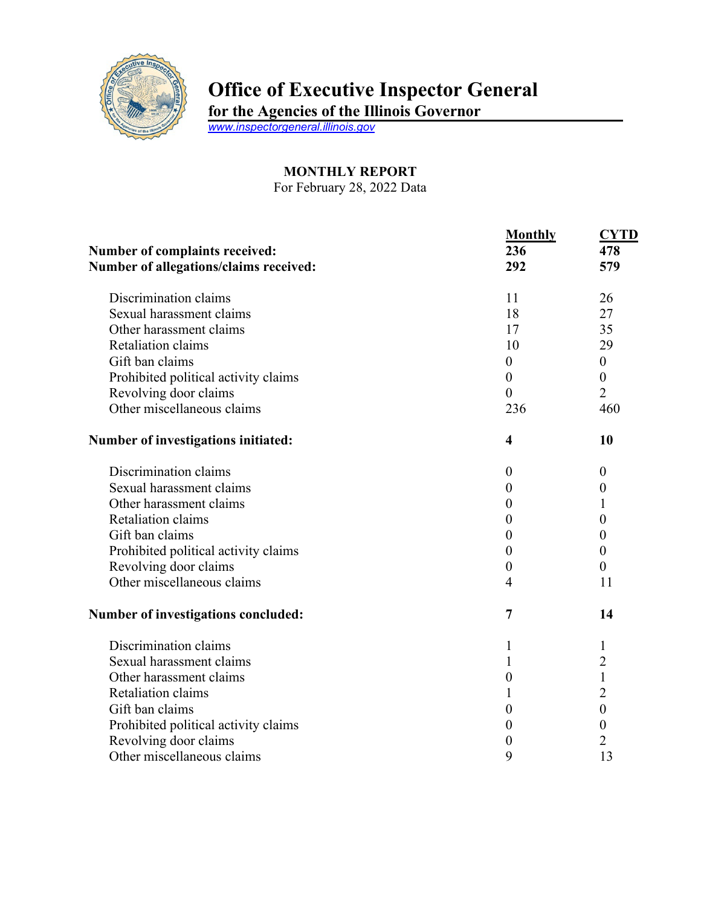# Office of Executive Inspector General

## for the Agencies of the Illinois Governor

www.inspectorgeneral.illinois.gov

### MONTHLY REPORT

For February 28, 2022 Data

| | Monthly | CYTD |
|---|---|---|
| **Number of complaints received:** | **236** | **478** |
| **Number of allegations/claims received:** | **292** | **579** |
| Discrimination claims | 11 | 26 |
| Sexual harassment claims | 18 | 27 |
| Other harassment claims | 17 | 35 |
| Retaliation claims | 10 | 29 |
| Gift ban claims | 0 | 0 |
| Prohibited political activity claims | 0 | 0 |
| Revolving door claims | 0 | 2 |
| Other miscellaneous claims | 236 | 460 |
| **Number of investigations initiated:** | **4** | **10** |
| Discrimination claims | 0 | 0 |
| Sexual harassment claims | 0 | 0 |
| Other harassment claims | 0 | 1 |
| Retaliation claims | 0 | 0 |
| Gift ban claims | 0 | 0 |
| Prohibited political activity claims | 0 | 0 |
| Revolving door claims | 0 | 0 |
| Other miscellaneous claims | 4 | 11 |
| **Number of investigations concluded:** | **7** | **14** |
| Discrimination claims | 1 | 1 |
| Sexual harassment claims | 1 | 2 |
| Other harassment claims | 0 | 1 |
| Retaliation claims | 1 | 2 |
| Gift ban claims | 0 | 0 |
| Prohibited political activity claims | 0 | 0 |
| Revolving door claims | 0 | 2 |
| Other miscellaneous claims | 9 | 13 |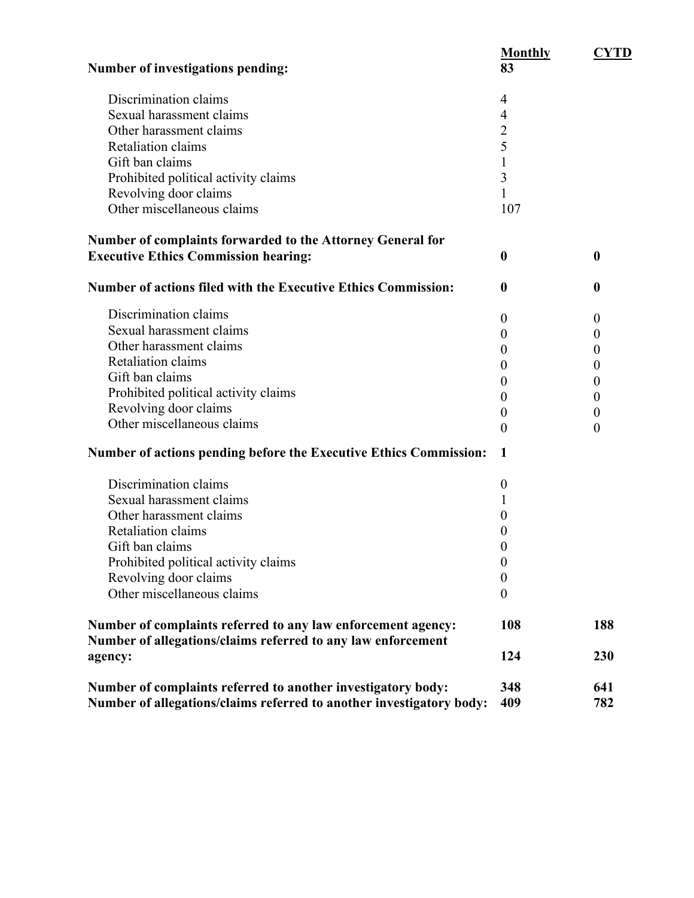| | Monthly | CYTD |
|---|---|---|
| **Number of investigations pending:** | **83** | |
| Discrimination claims | 4 | |
| Sexual harassment claims | 4 | |
| Other harassment claims | 2 | |
| Retaliation claims | 5 | |
| Gift ban claims | 1 | |
| Prohibited political activity claims | 3 | |
| Revolving door claims | 1 | |
| Other miscellaneous claims | 107 | |
| **Number of complaints forwarded to the Attorney General for Executive Ethics Commission hearing:** | **0** | **0** |
| **Number of actions filed with the Executive Ethics Commission:** | **0** | **0** |
| Discrimination claims | 0 | 0 |
| Sexual harassment claims | 0 | 0 |
| Other harassment claims | 0 | 0 |
| Retaliation claims | 0 | 0 |
| Gift ban claims | 0 | 0 |
| Prohibited political activity claims | 0 | 0 |
| Revolving door claims | 0 | 0 |
| Other miscellaneous claims | 0 | 0 |
| **Number of actions pending before the Executive Ethics Commission:** | **1** | |
| Discrimination claims | 0 | |
| Sexual harassment claims | 1 | |
| Other harassment claims | 0 | |
| Retaliation claims | 0 | |
| Gift ban claims | 0 | |
| Prohibited political activity claims | 0 | |
| Revolving door claims | 0 | |
| Other miscellaneous claims | 0 | |
| **Number of complaints referred to any law enforcement agency:** | **108** | **188** |
| **Number of allegations/claims referred to any law enforcement agency:** | **124** | **230** |
| **Number of complaints referred to another investigatory body:** | **348** | **641** |
| **Number of allegations/claims referred to another investigatory body:** | **409** | **782** |